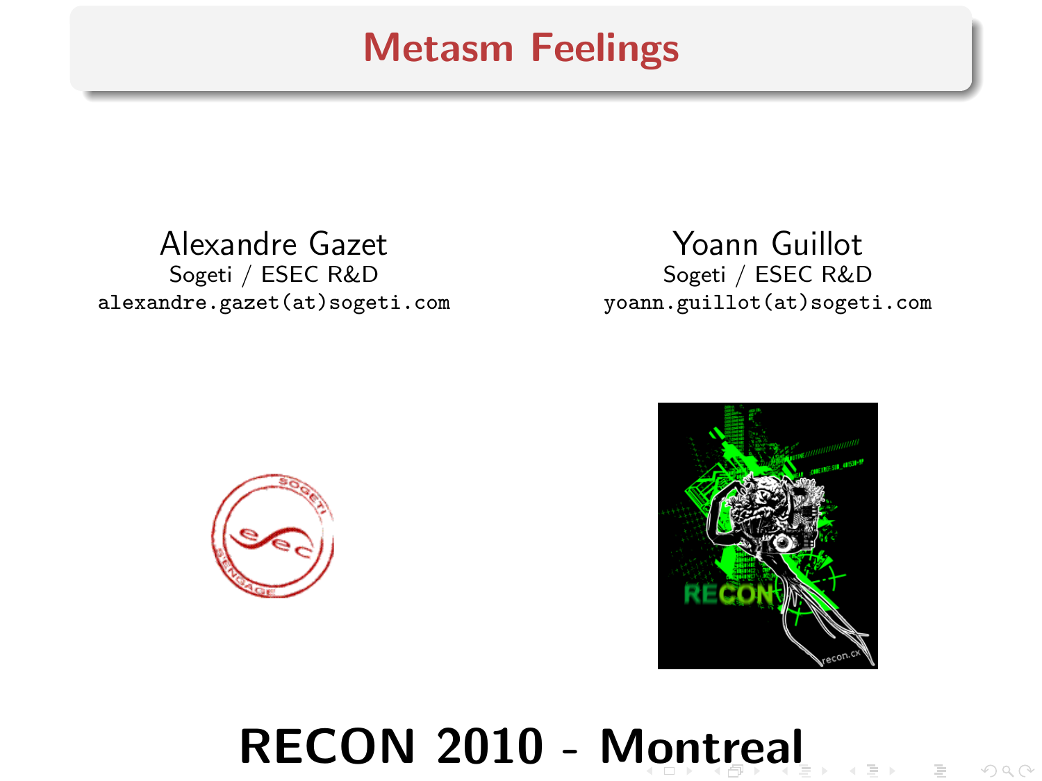# Metasm Feelings

Alexandre Gazet
Sogeti / ESEC R&D
alexandre.gazet(at)sogeti.com

Yoann Guillot
Sogeti / ESEC R&D
yoann.guillot(at)sogeti.com

**RECON 2010 - Montreal**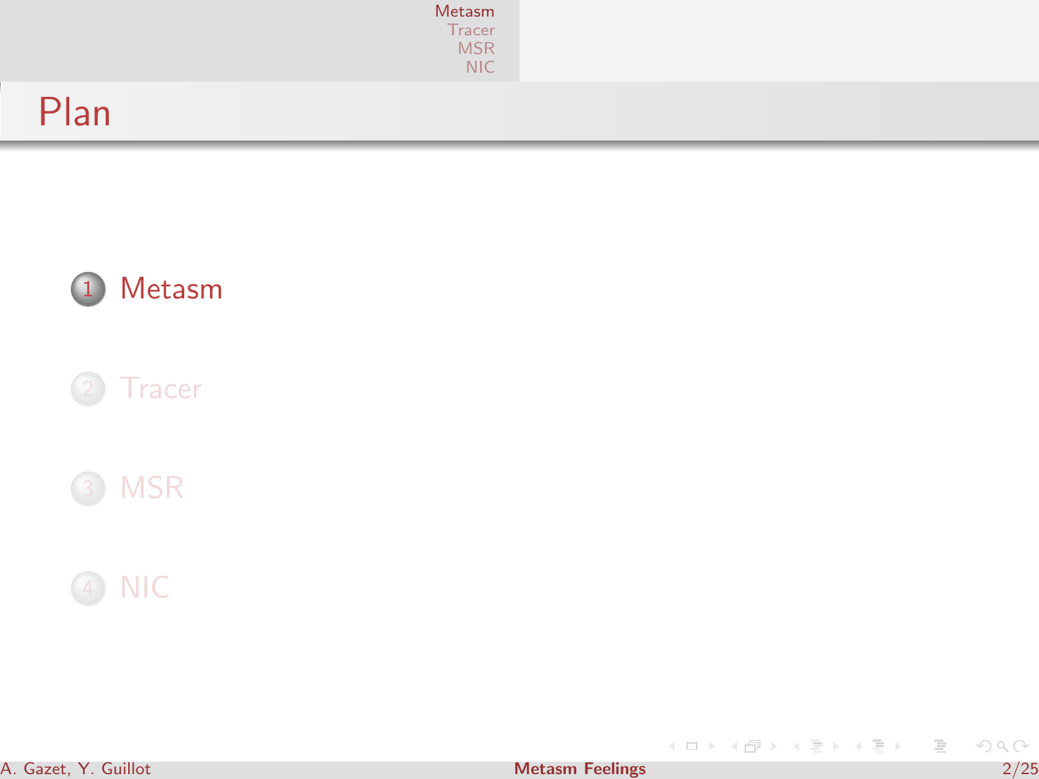# Plan

1. Metasm
2. Tracer
3. MSR
4. NIC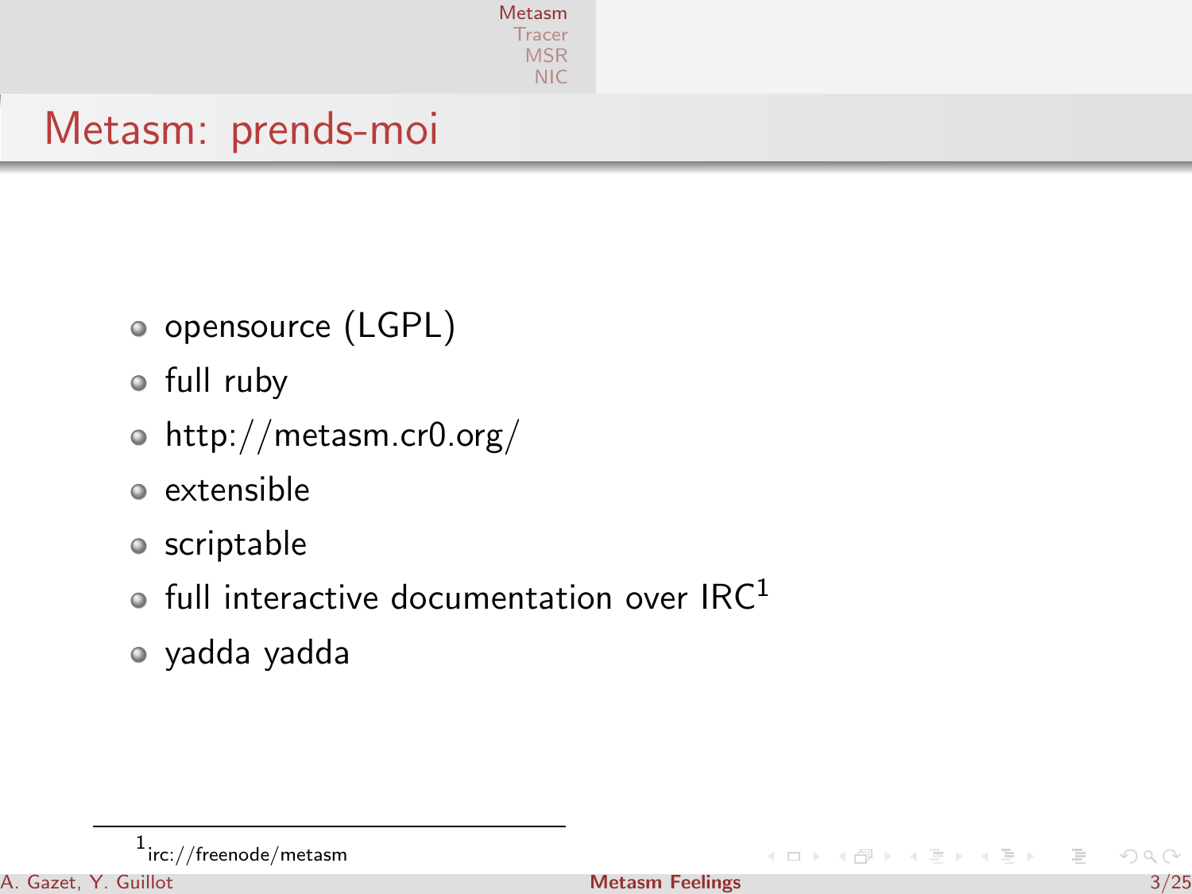# Metasm: prends-moi

- opensource (LGPL)
- full ruby
- http://metasm.cr0.org/
- extensible
- scriptable
- full interactive documentation over IRC[1]
- yadda yadda

---

[1] irc://freenode/metasm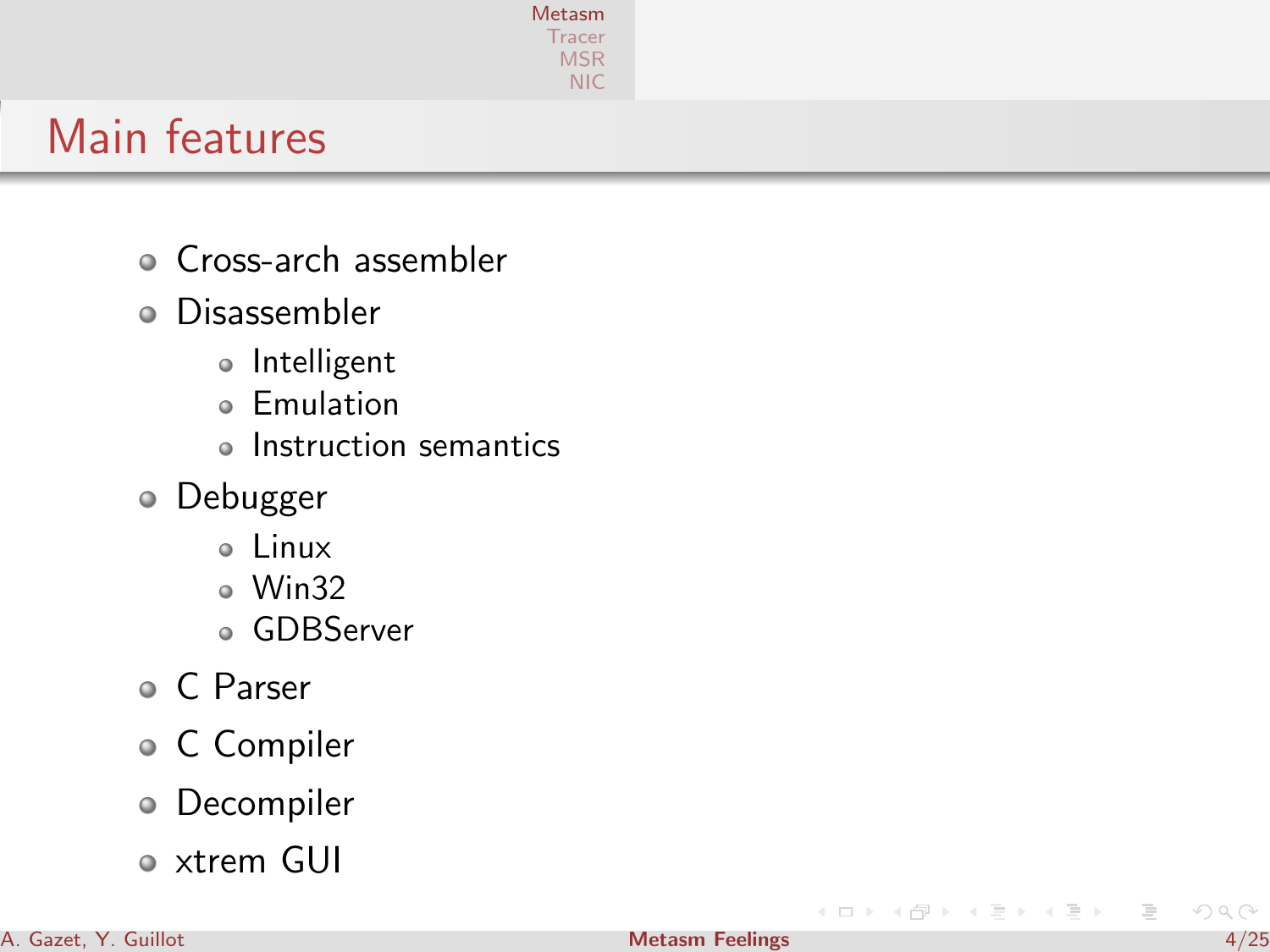## Main features

- Cross-arch assembler
- Disassembler
  - Intelligent
  - Emulation
  - Instruction semantics
- Debugger
  - Linux
  - Win32
  - GDBServer
- C Parser
- C Compiler
- Decompiler
- xtrem GUI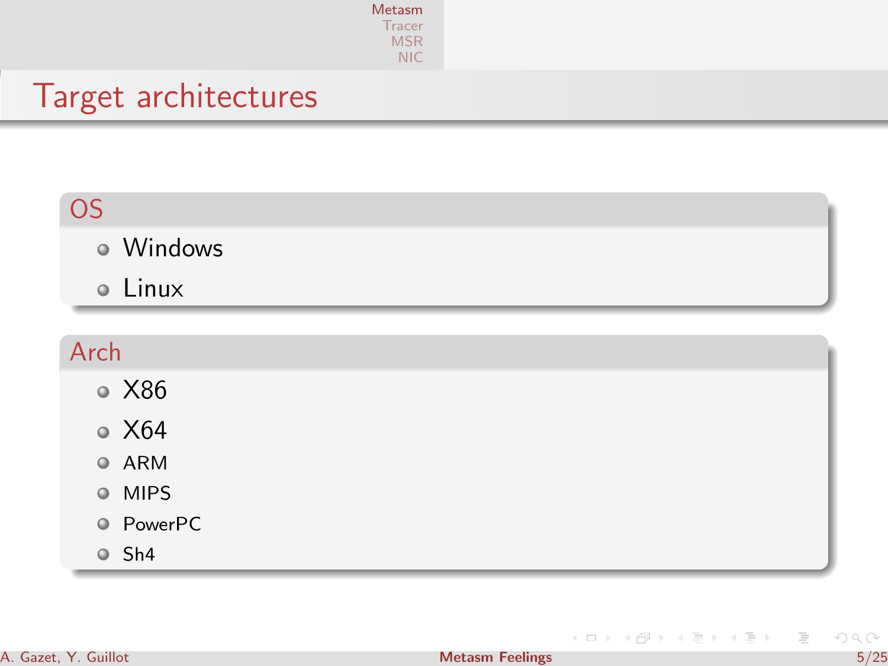# Target architectures

## OS

- Windows
- Linux

## Arch

- X86
- X64
- ARM
- MIPS
- PowerPC
- Sh4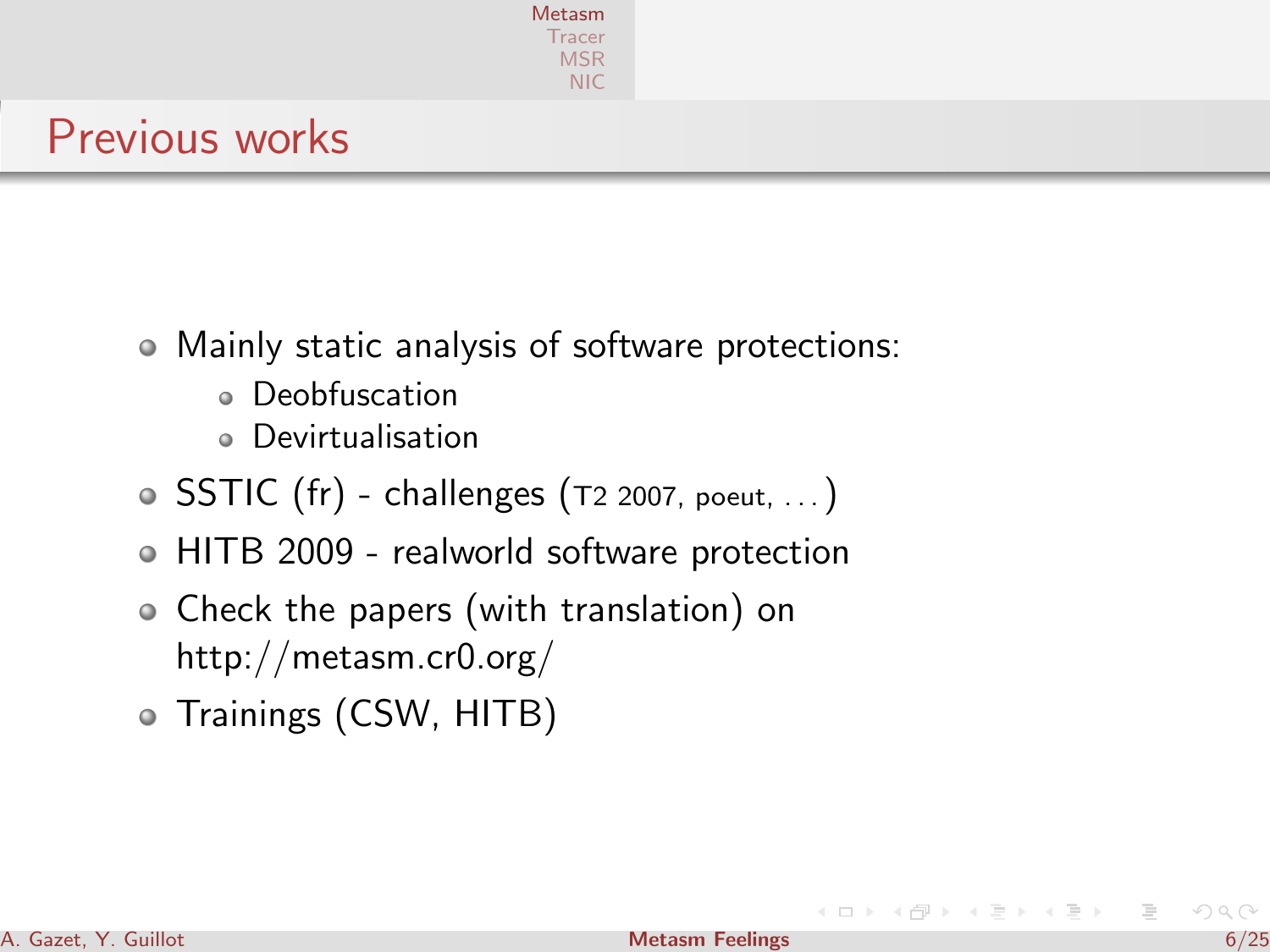# Previous works

- Mainly static analysis of software protections:
  - Deobfuscation
  - Devirtualisation
- SSTIC (fr) - challenges (T2 2007, poeut, ...)
- HITB 2009 - realworld software protection
- Check the papers (with translation) on http://metasm.cr0.org/
- Trainings (CSW, HITB)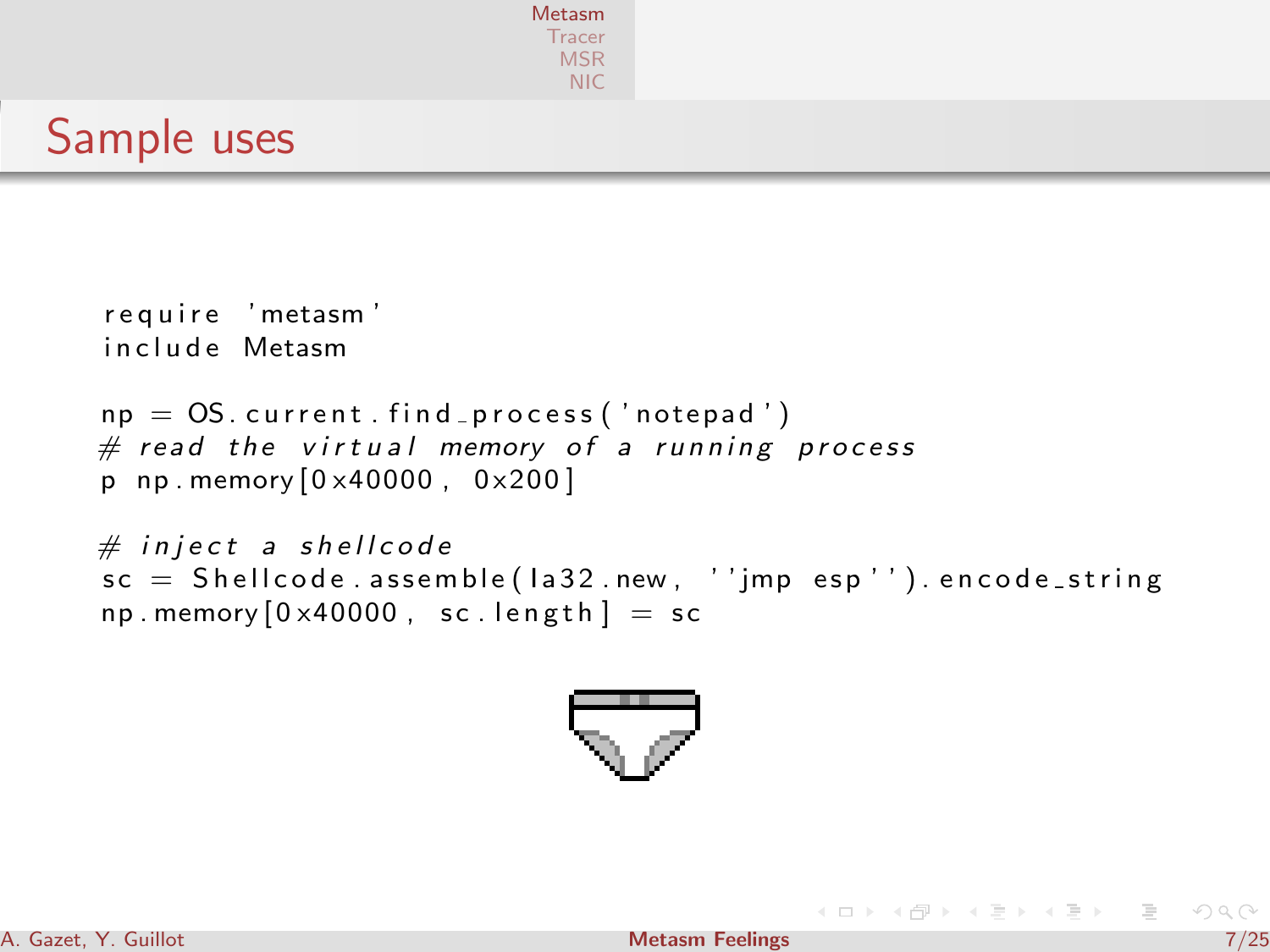## Sample uses

```
require 'metasm'
include Metasm

np = OS.current.find_process('notepad')
# read the virtual memory of a running process
p np.memory[0x40000, 0x200]

# inject a shellcode
sc = Shellcode.assemble(Ia32.new, ''jmp esp'').encode_string
np.memory[0x40000, sc.length] = sc
```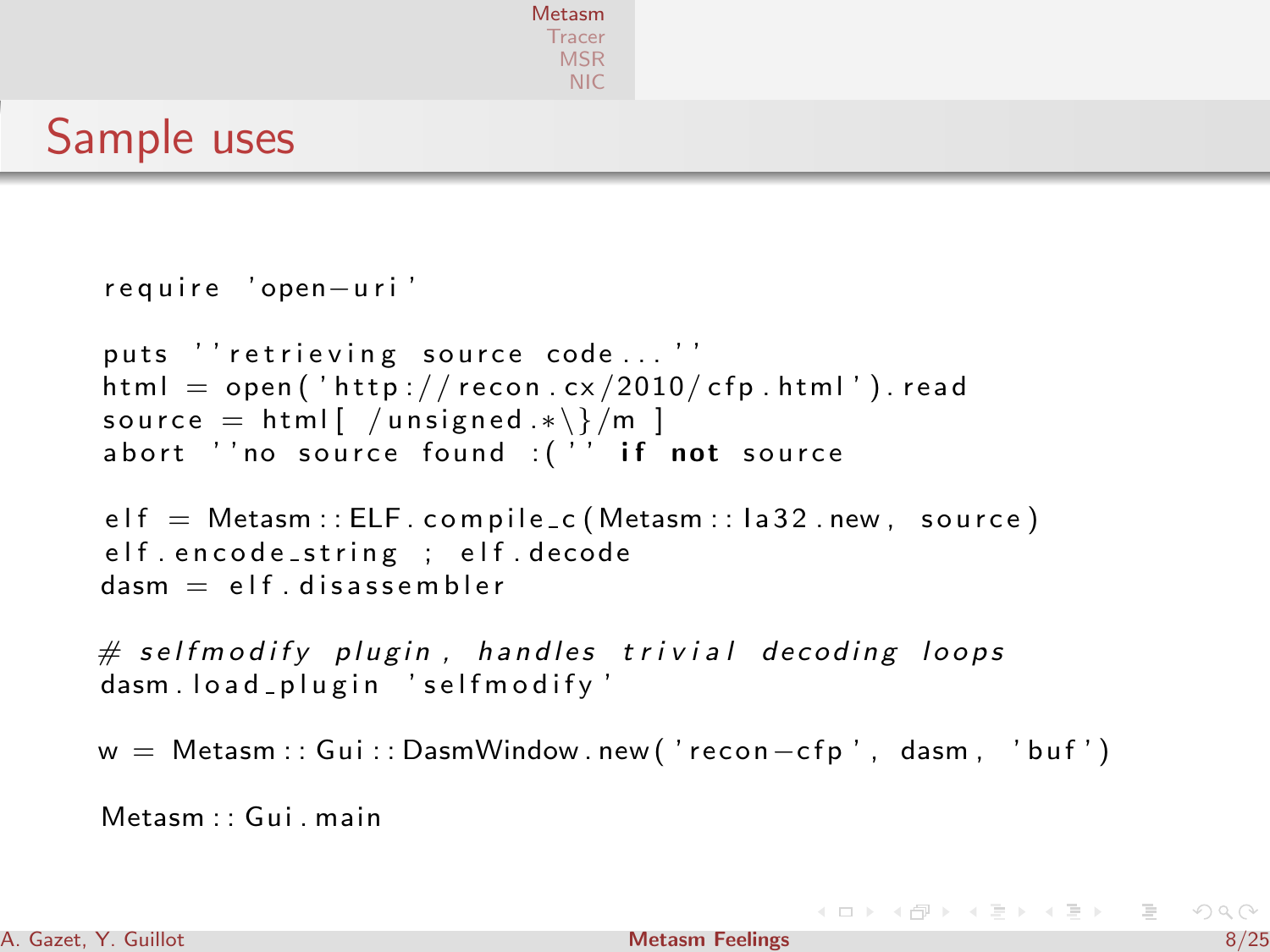## Sample uses

```ruby
require 'open-uri'

puts ''retrieving source code...''
html = open('http://recon.cx/2010/cfp.html').read
source = html[ /unsigned.*\}/m ]
abort ''no source found :('' if not source

elf = Metasm::ELF.compile_c(Metasm::Ia32.new, source)
elf.encode_string ; elf.decode
dasm = elf.disassembler

# selfmodify plugin, handles trivial decoding loops
dasm.load_plugin 'selfmodify'

w = Metasm::Gui::DasmWindow.new('recon-cfp', dasm, 'buf')

Metasm::Gui.main
```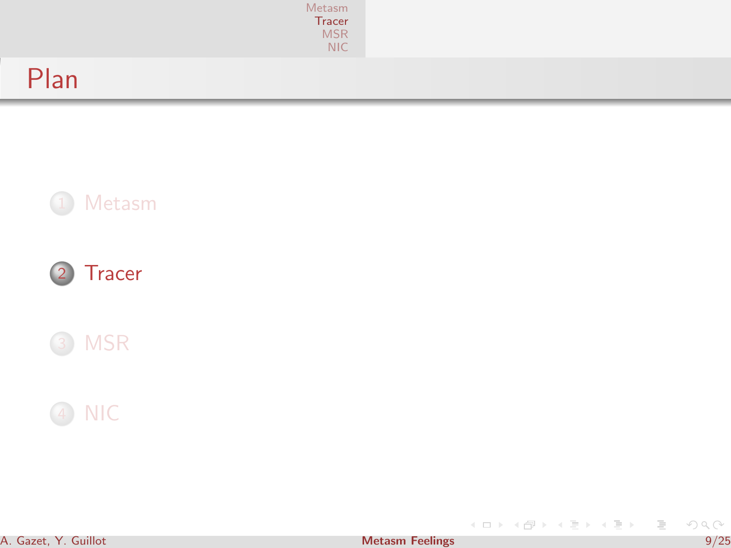# Plan

1. Metasm
2. Tracer
3. MSR
4. NIC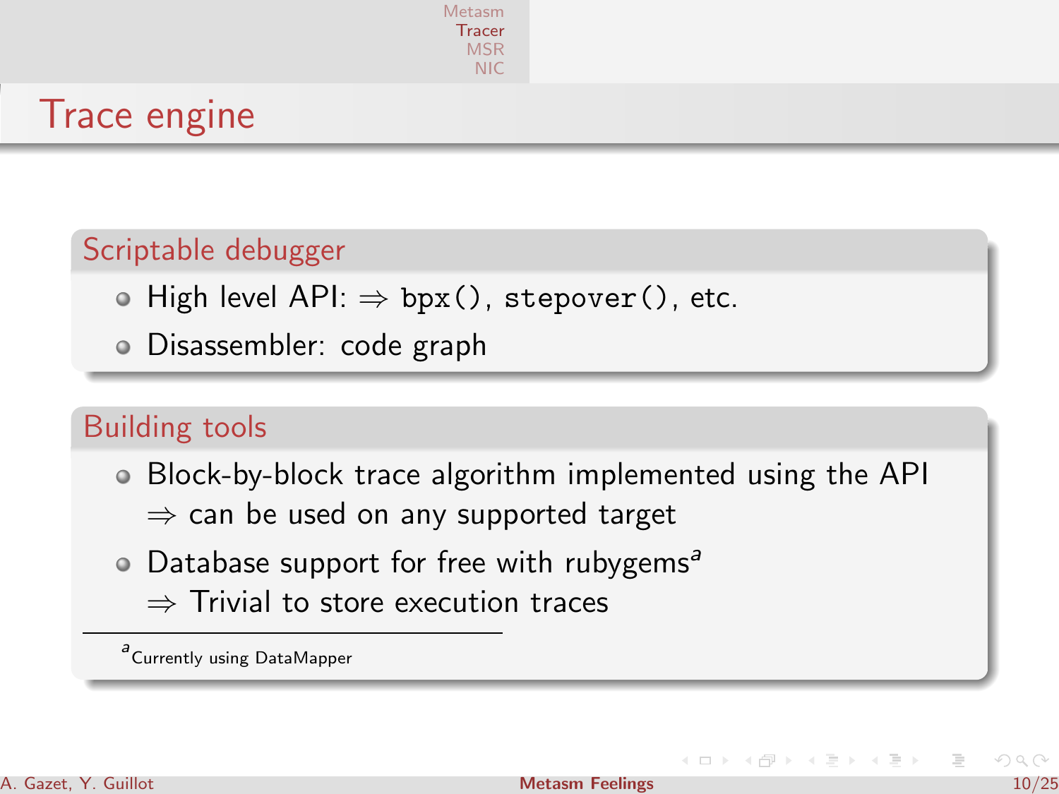# Trace engine

## Scriptable debugger

- High level API: $\Rightarrow$ `bpx()`, `stepover()`, etc.
- Disassembler: code graph

## Building tools

- Block-by-block trace algorithm implemented using the API
  $\Rightarrow$ can be used on any supported target
- Database support for free with rubygems[a]
  $\Rightarrow$ Trivial to store execution traces

[a] Currently using DataMapper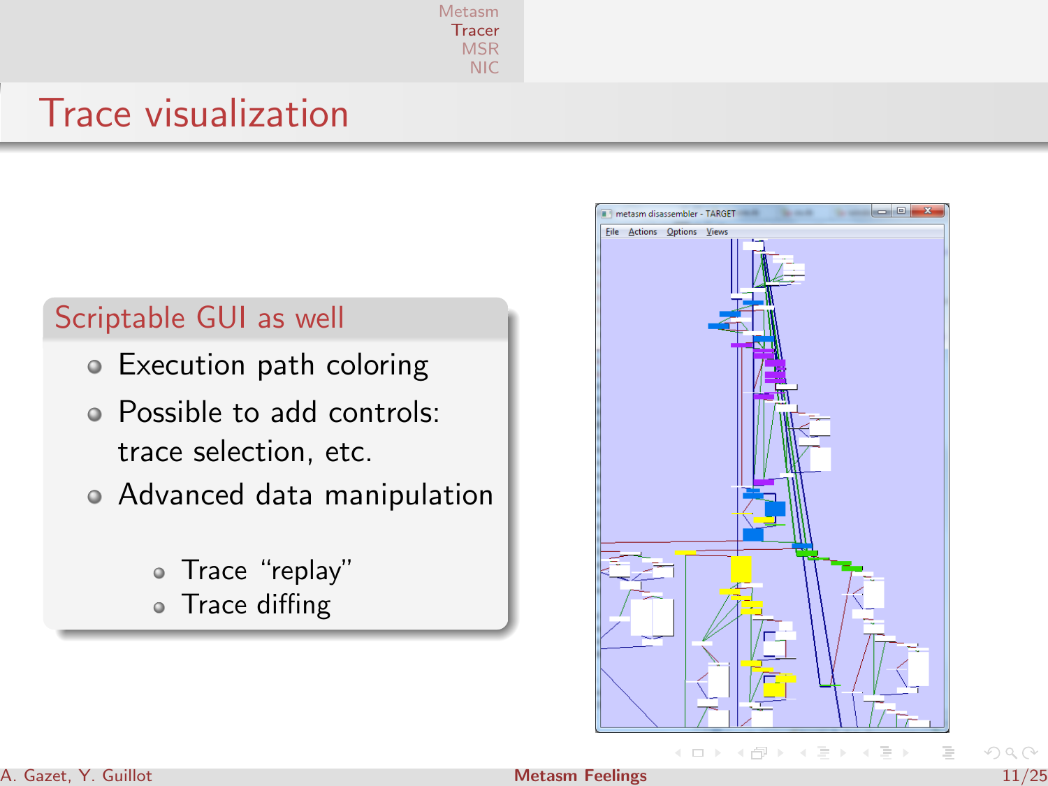# Trace visualization

## Scriptable GUI as well

- Execution path coloring
- Possible to add controls: trace selection, etc.
- Advanced data manipulation
  - Trace "replay"
  - Trace diffing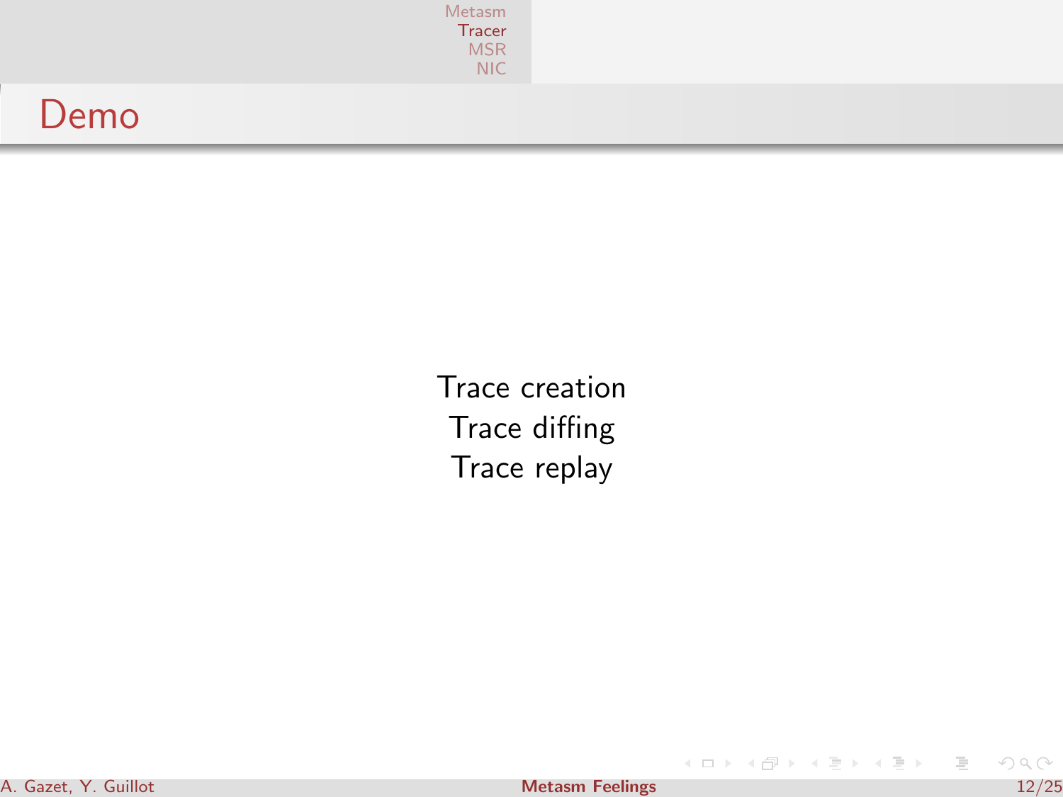# Demo

Trace creation
Trace diffing
Trace replay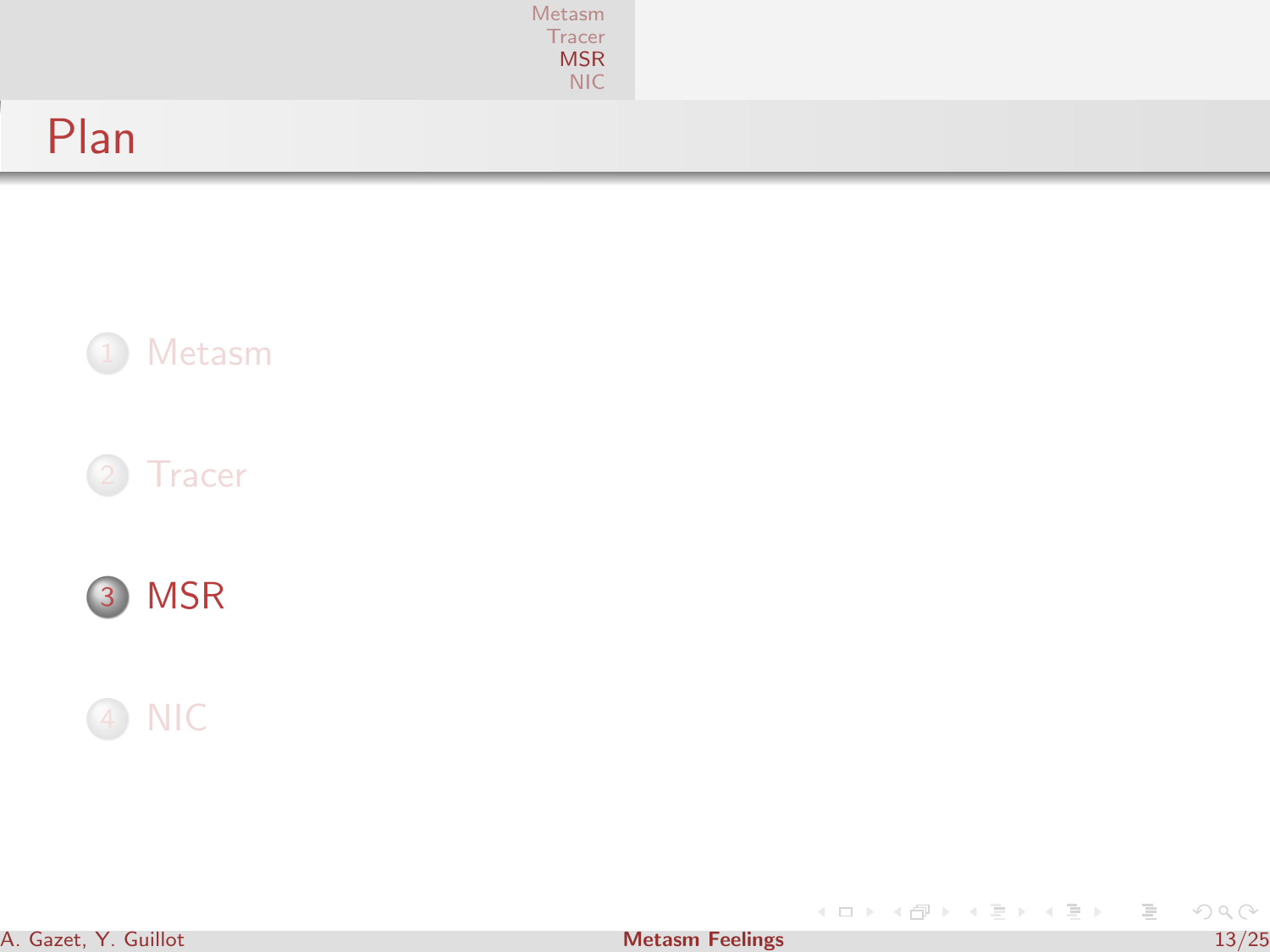# Plan

1. Metasm
2. Tracer
3. MSR
4. NIC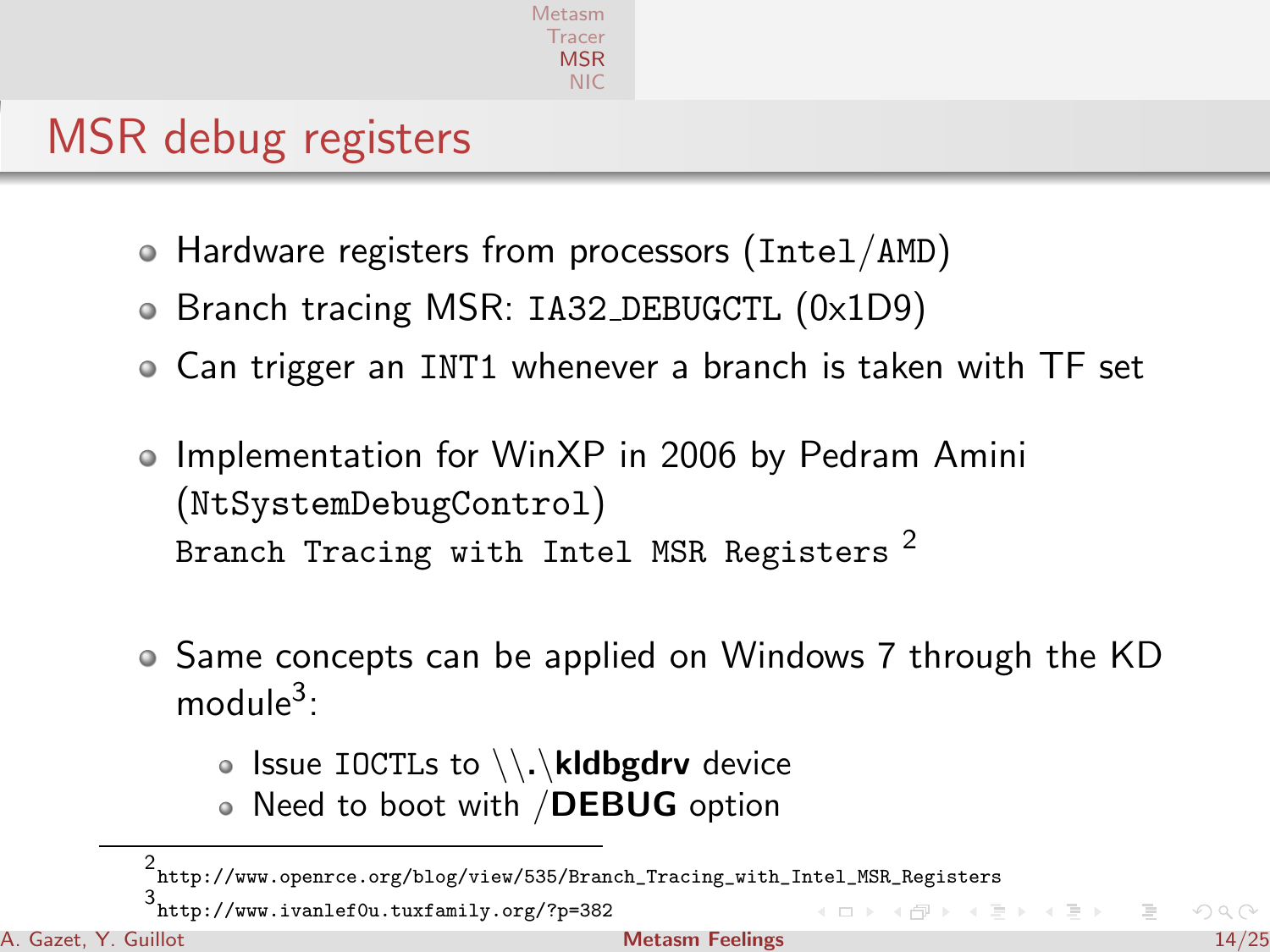# MSR debug registers

- Hardware registers from processors (`Intel`/`AMD`)
- Branch tracing MSR: `IA32_DEBUGCTL` (0x1D9)
- Can trigger an `INT1` whenever a branch is taken with TF set

- Implementation for WinXP in 2006 by Pedram Amini (`NtSystemDebugControl`)
  `Branch Tracing with Intel MSR Registers` [2]

- Same concepts can be applied on Windows 7 through the KD module[3]:
  - Issue `IOCTL`s to \\.\**kldbgdrv** device
  - Need to boot with /**DEBUG** option

---

[2] http://www.openrce.org/blog/view/535/Branch_Tracing_with_Intel_MSR_Registers

[3] http://www.ivanlef0u.tuxfamily.org/?p=382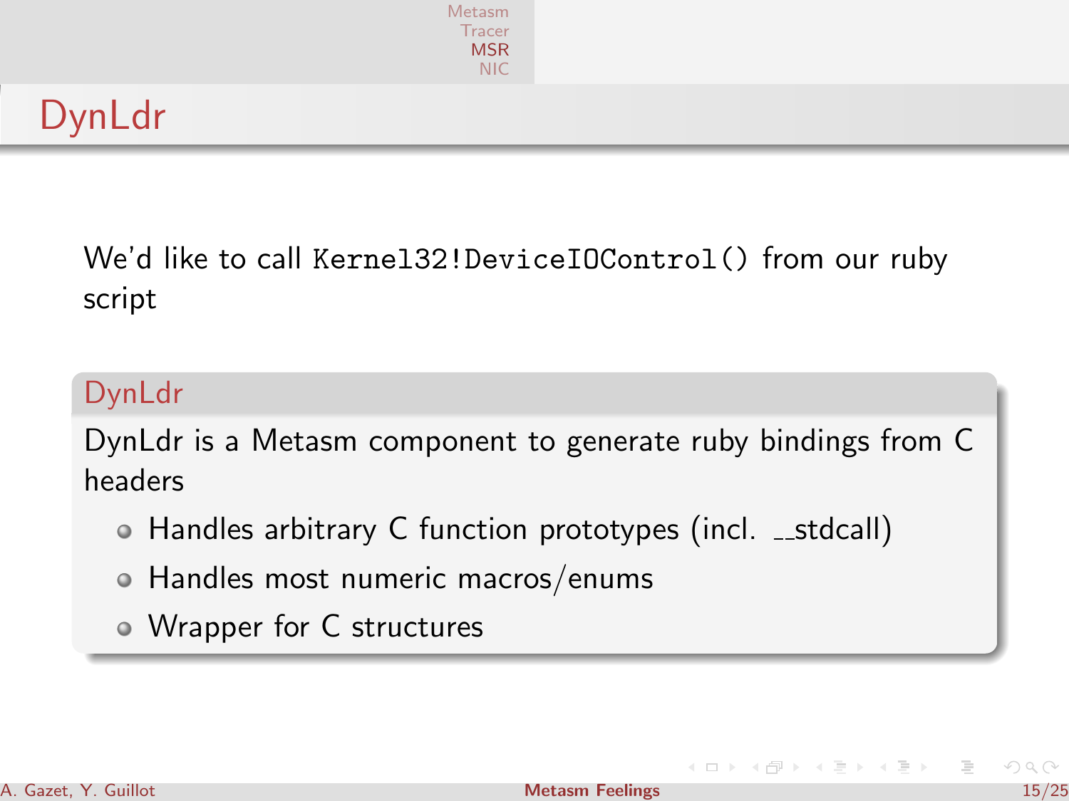# DynLdr

We'd like to call `Kernel32!DeviceIOControl()` from our ruby script

## DynLdr

DynLdr is a Metasm component to generate ruby bindings from C headers

- Handles arbitrary C function prototypes (incl. __stdcall)
- Handles most numeric macros/enums
- Wrapper for C structures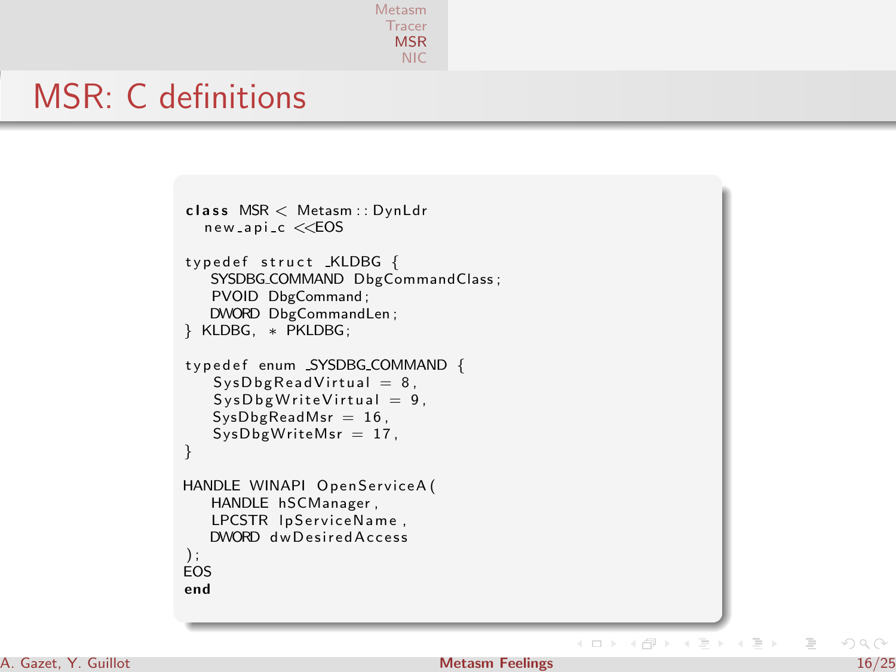# MSR: C definitions

```
class MSR < Metasm::DynLdr
  new_api_c <<EOS

typedef struct _KLDBG {
    SYSDBG_COMMAND DbgCommandClass;
    PVOID DbgCommand;
    DWORD DbgCommandLen;
} KLDBG, * PKLDBG;

typedef enum _SYSDBG_COMMAND {
    SysDbgReadVirtual = 8,
    SysDbgWriteVirtual = 9,
    SysDbgReadMsr = 16,
    SysDbgWriteMsr = 17,
}

HANDLE WINAPI OpenServiceA(
    HANDLE hSCManager,
    LPCSTR lpServiceName,
    DWORD dwDesiredAccess
);
EOS
end
```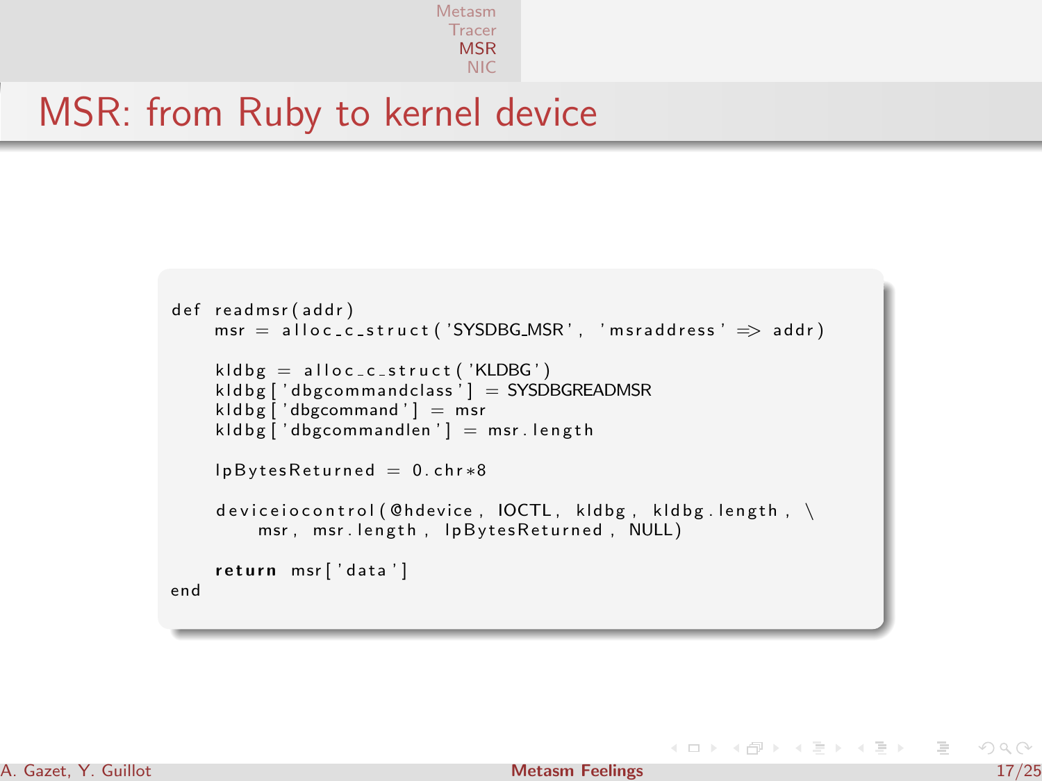# MSR: from Ruby to kernel device

```
def readmsr(addr)
    msr = alloc_c_struct('SYSDBG_MSR', 'msraddress' => addr)

    kldbg = alloc_c_struct('KLDBG')
    kldbg['dbgcommandclass'] = SYSDBGREADMSR
    kldbg['dbgcommand'] = msr
    kldbg['dbgcommandlen'] = msr.length

    lpBytesReturned = 0.chr*8

    deviceiocontrol(@hdevice, IOCTL, kldbg, kldbg.length, \
        msr, msr.length, lpBytesReturned, NULL)

    return msr['data']
end
```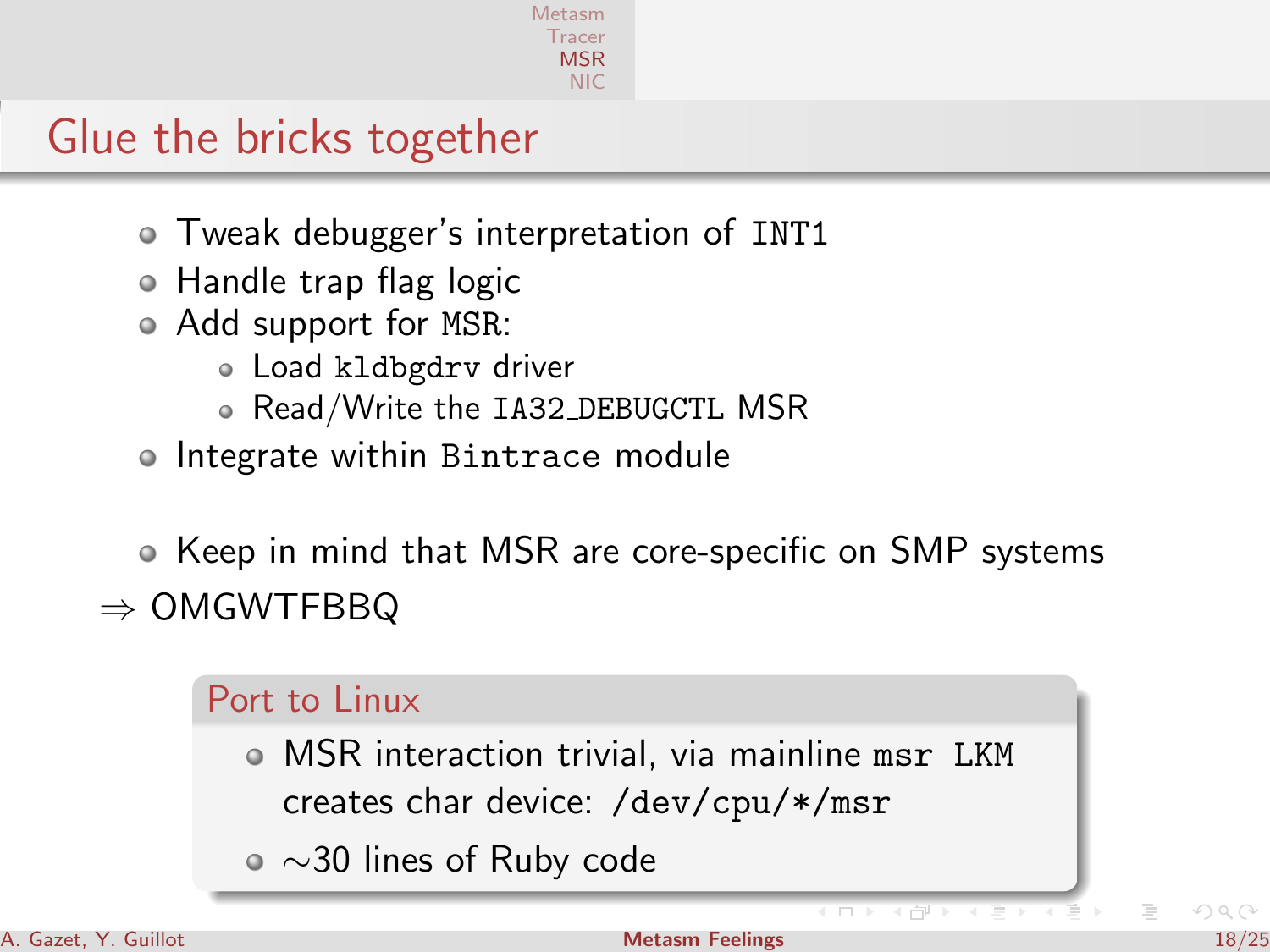# Glue the bricks together

- Tweak debugger's interpretation of `INT1`
- Handle trap flag logic
- Add support for `MSR`:
  - Load `kldbgdrv` driver
  - Read/Write the `IA32_DEBUGCTL` MSR
- Integrate within `Bintrace` module

- Keep in mind that MSR are core-specific on SMP systems

$\Rightarrow$ OMGWTFBBQ

## Port to Linux

- MSR interaction trivial, via mainline `msr` LKM creates char device: `/dev/cpu/*/msr`
- $\sim$30 lines of Ruby code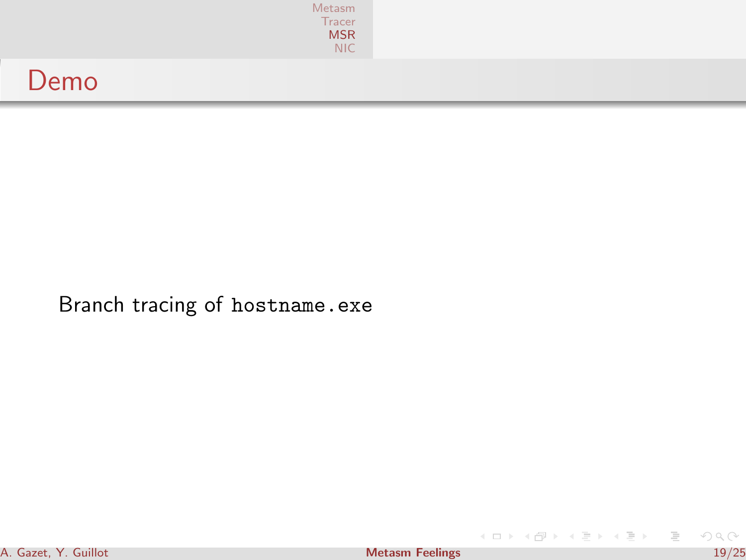# Demo

Branch tracing of `hostname.exe`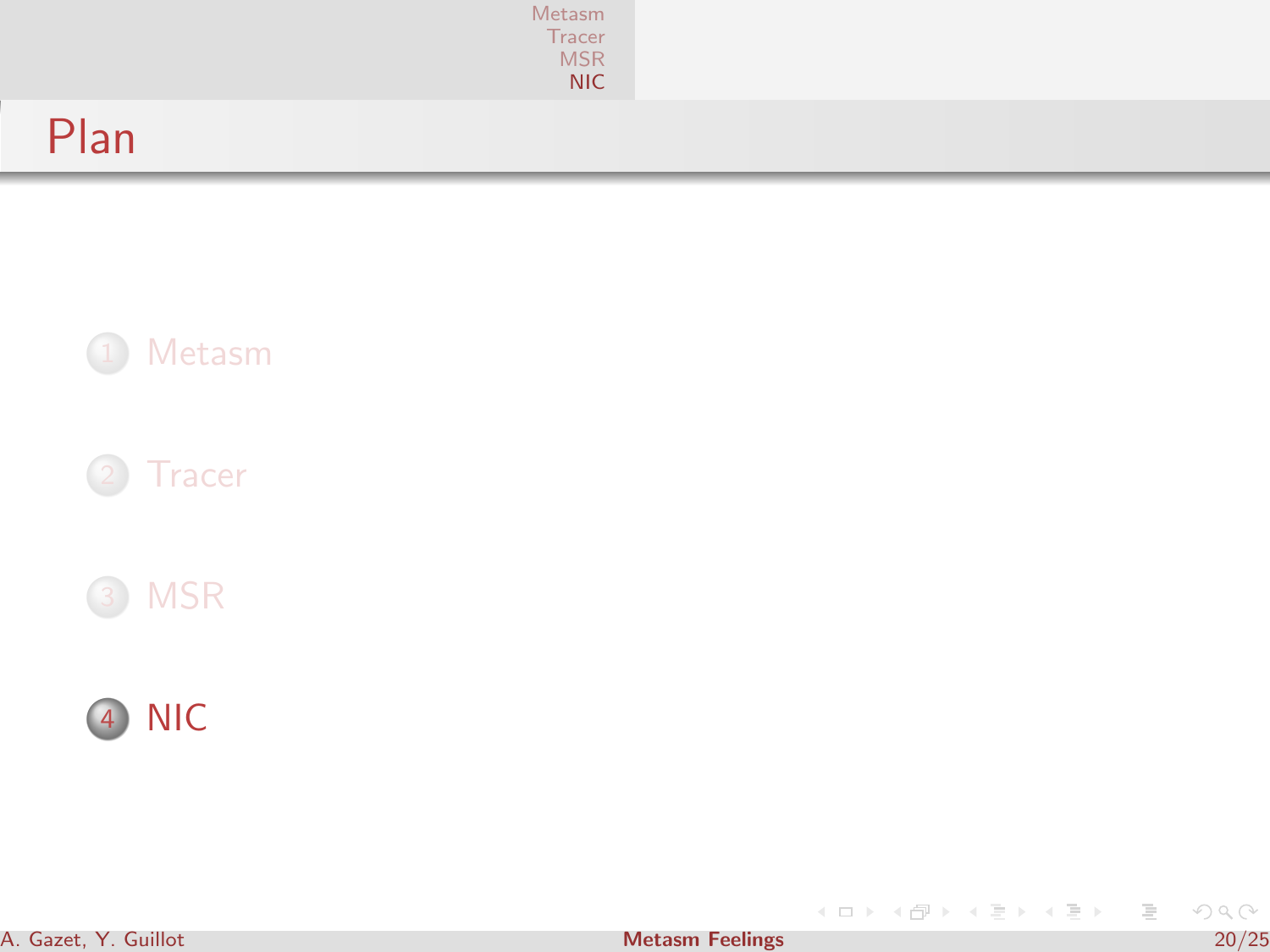# Plan

1. Metasm
2. Tracer
3. MSR
4. NIC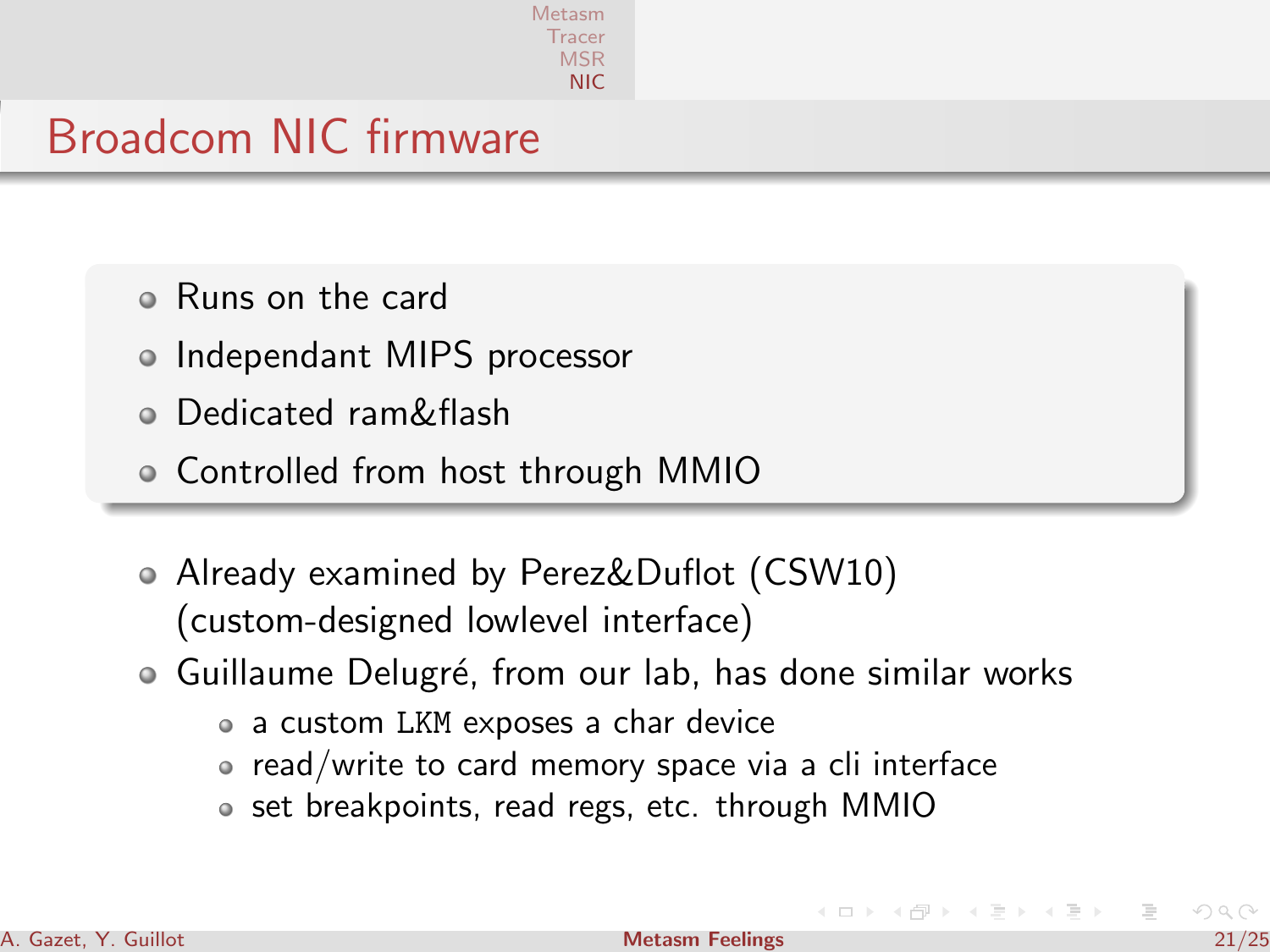# Broadcom NIC firmware

- Runs on the card
- Independant MIPS processor
- Dedicated ram&flash
- Controlled from host through MMIO

- Already examined by Perez&Duflot (CSW10) (custom-designed lowlevel interface)
- Guillaume Delugré, from our lab, has done similar works
  - a custom `LKM` exposes a char device
  - read/write to card memory space via a cli interface
  - set breakpoints, read regs, etc. through MMIO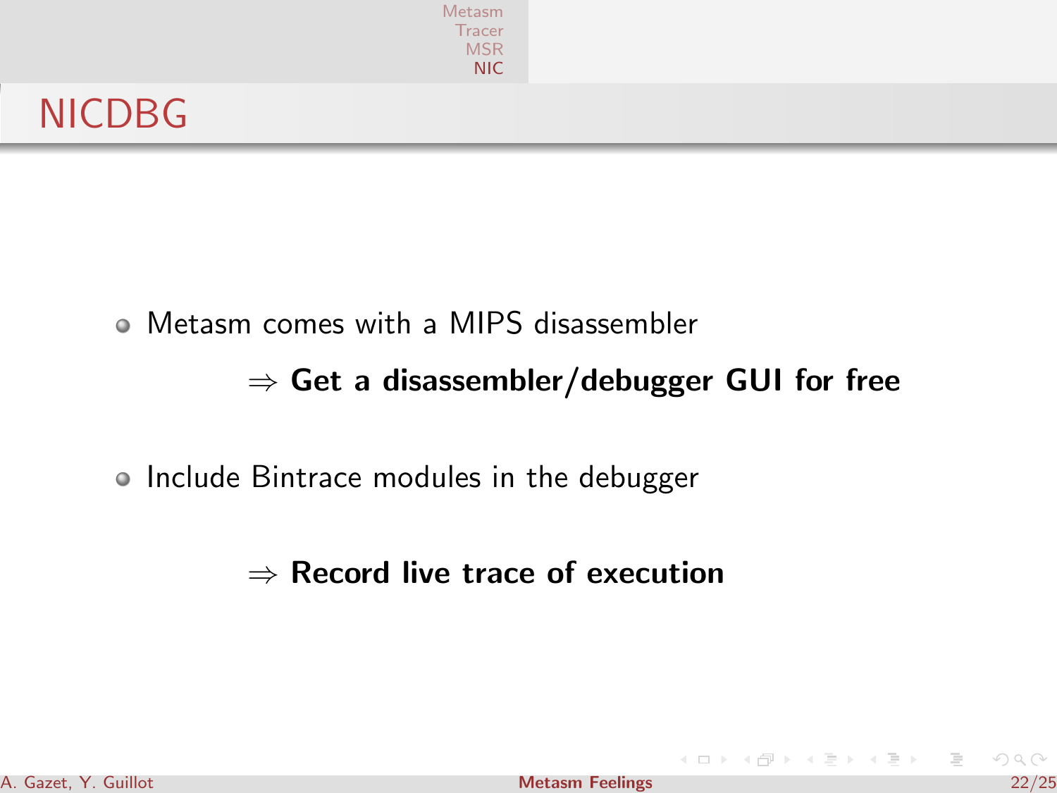# NICDBG

- Metasm comes with a MIPS disassembler

  $\Rightarrow$ **Get a disassembler/debugger GUI for free**

- Include Bintrace modules in the debugger

  $\Rightarrow$ **Record live trace of execution**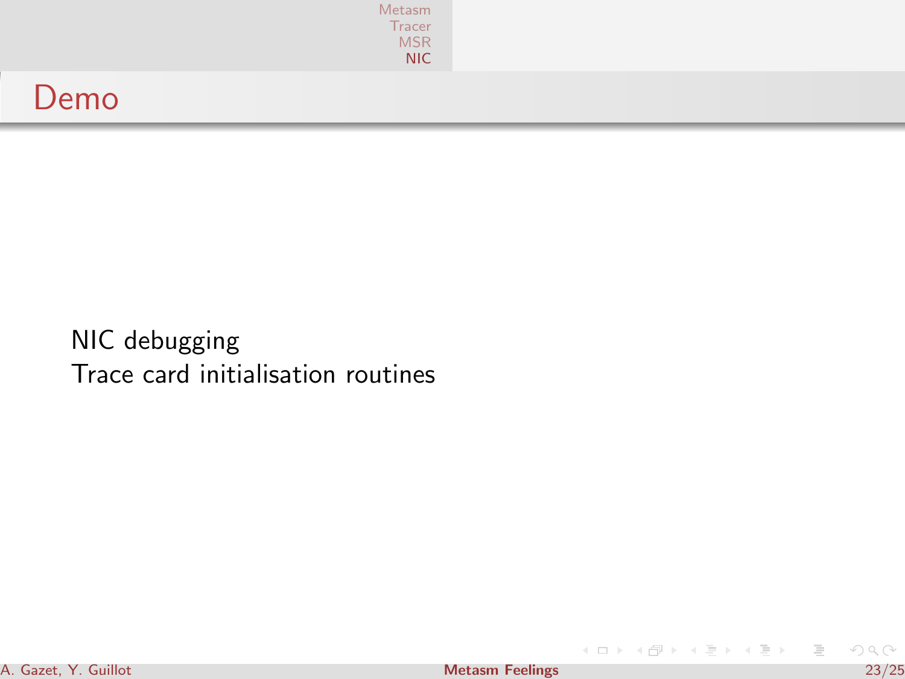# Demo

NIC debugging

Trace card initialisation routines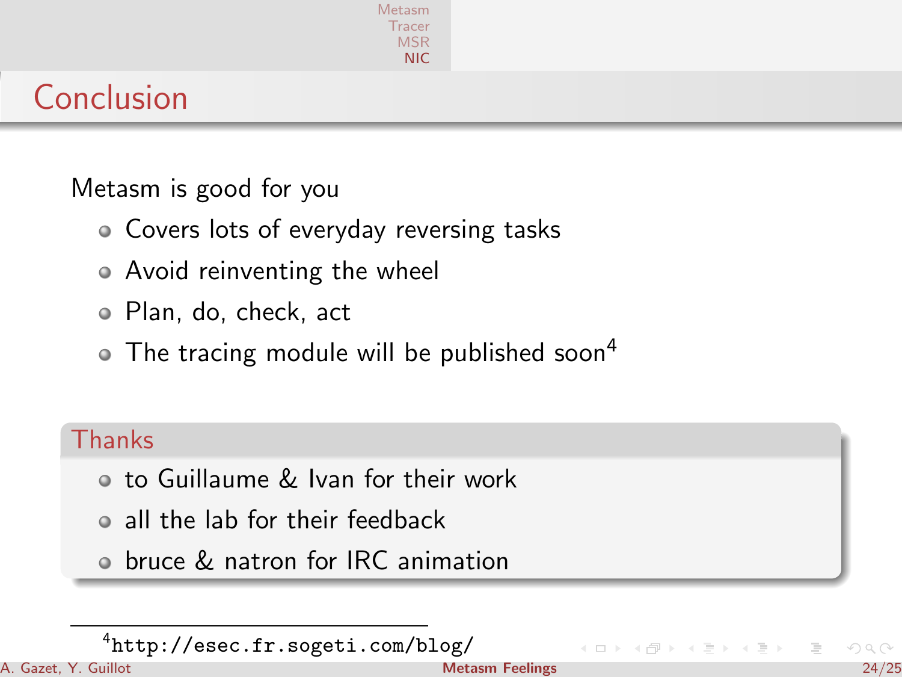# Conclusion

Metasm is good for you

- Covers lots of everyday reversing tasks
- Avoid reinventing the wheel
- Plan, do, check, act
- The tracing module will be published soon[4]

## Thanks

- to Guillaume & Ivan for their work
- all the lab for their feedback
- bruce & natron for IRC animation

---

[4] http://esec.fr.sogeti.com/blog/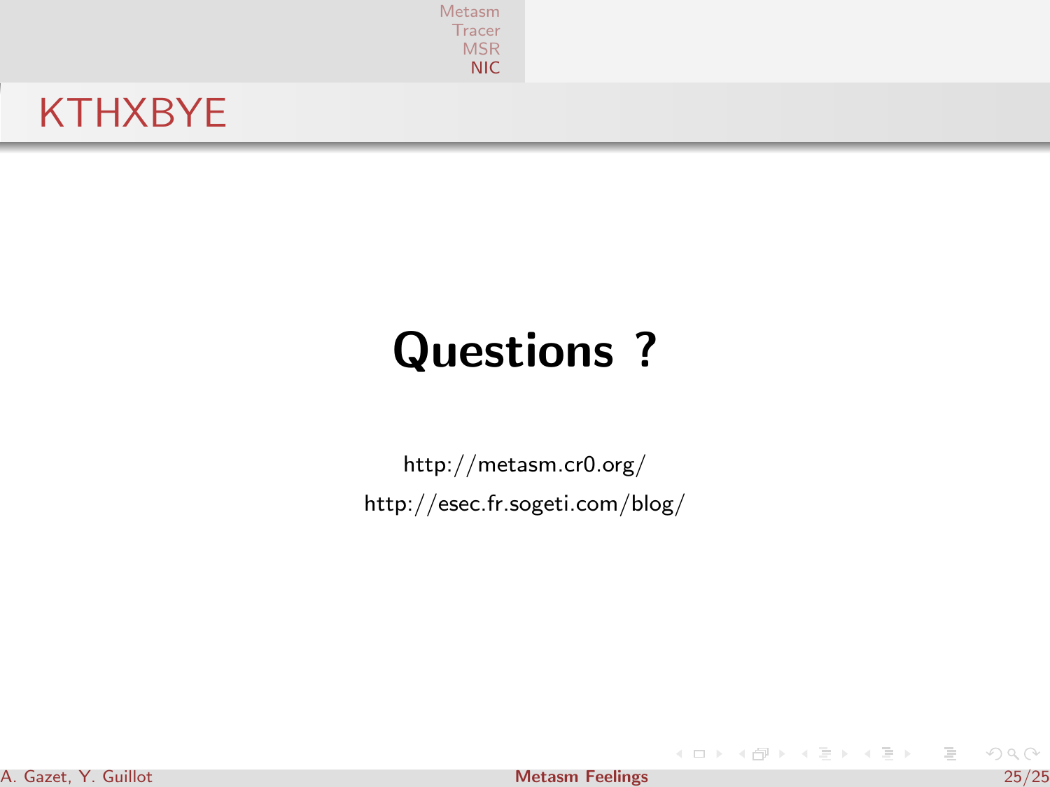# KTHXBYE

**Questions ?**

http://metasm.cr0.org/

http://esec.fr.sogeti.com/blog/